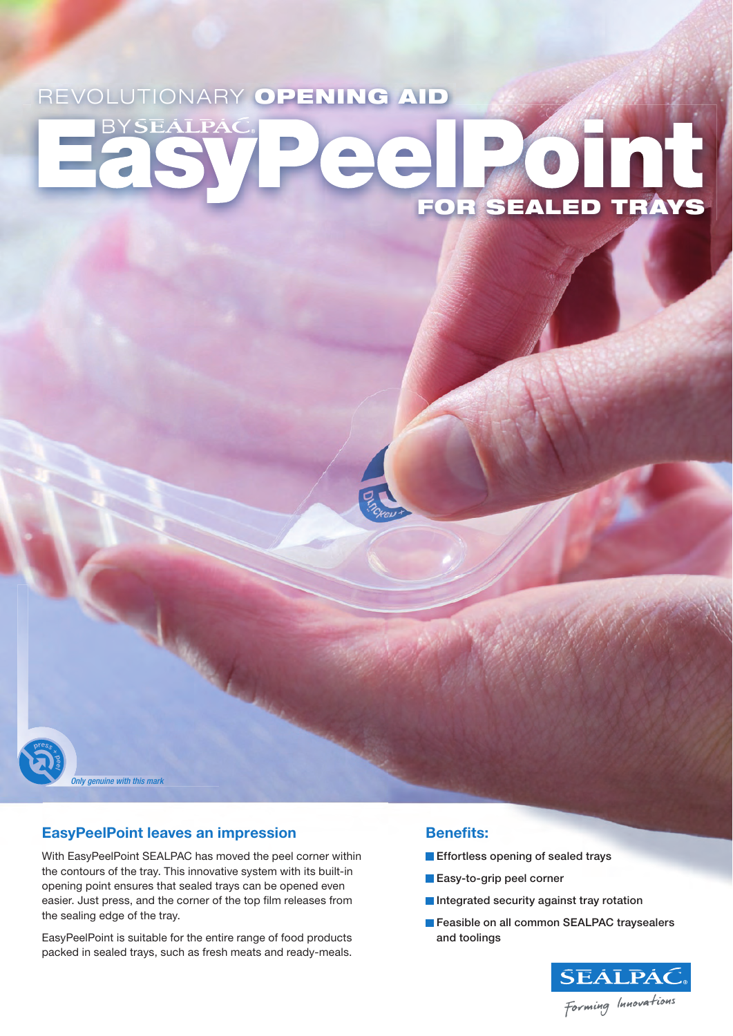REVOLUTIONARY **OPENING AID**

# EasyPeelPoint

BY SEALPAC

**FOR SEALED TRAYS**

*Only genuine with this mark*

## EasyPeelPoint leaves an impression

With EasyPeelPoint SEALPAC has moved the peel corner within the contours of the tray. This innovative system with its built-in opening point ensures that sealed trays can be opened even easier. Just press, and the corner of the top film releases from the sealing edge of the tray.

EasyPeelPoint is suitable for the entire range of food products packed in sealed trays, such as fresh meats and ready-meals.

## Benefits:

- Effortless opening of sealed trays
- Easy-to-grip peel corner
- Integrated security against tray rotation
- Feasible on all common SEALPAC traysealers and toolings

SEALPAC

*Forming Innovations*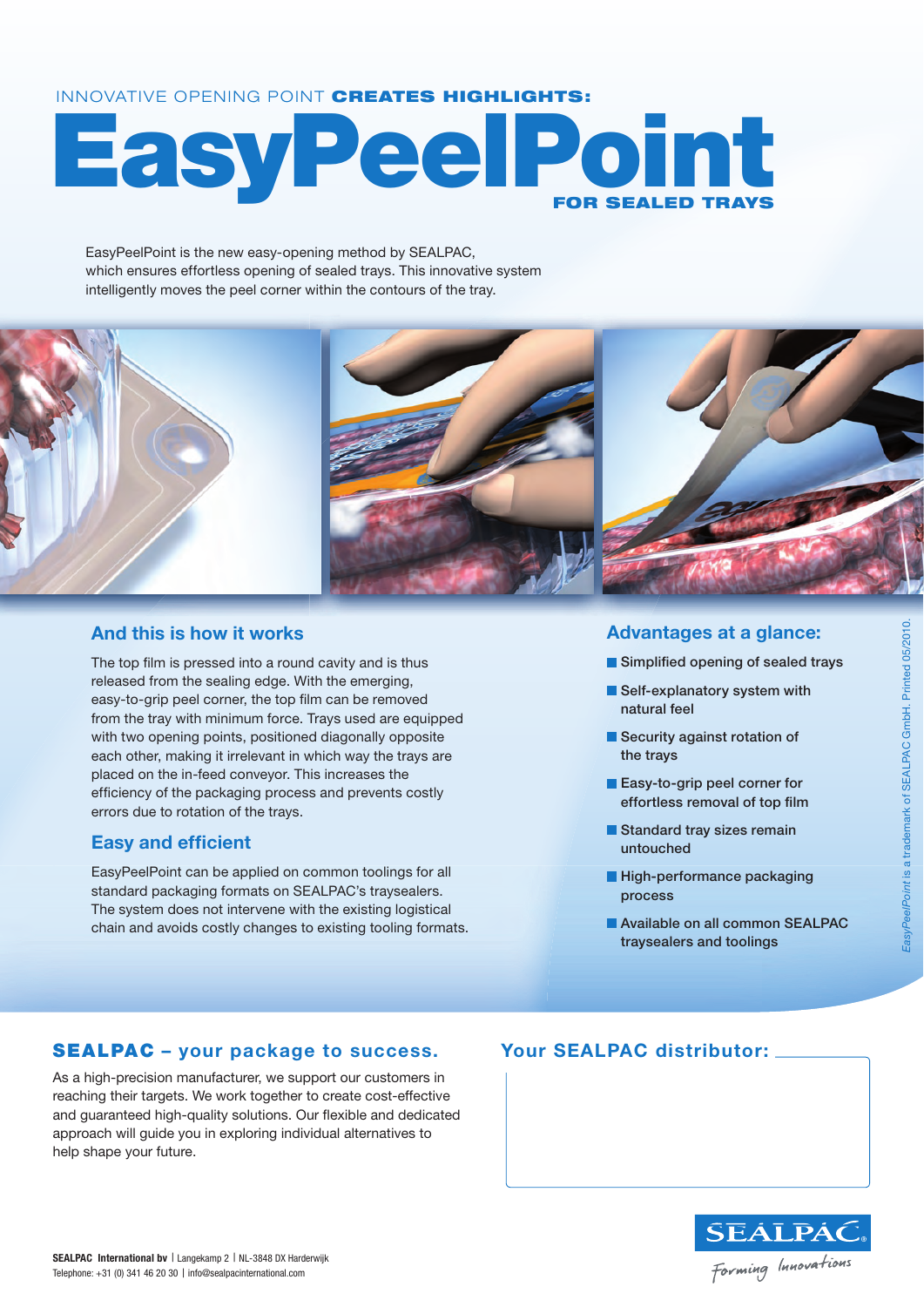INNOVATIVE OPENING POINT **CREATES HIGHLIGHTS:**

# EasyPeelPoint

**FOR SEALED TRAYS**

EasyPeelPoint is the new easy-opening method by SEALPAC, which ensures effortless opening of sealed trays. This innovative system intelligently moves the peel corner within the contours of the tray.

## And this is how it works

The top film is pressed into a round cavity and is thus released from the sealing edge. With the emerging, easy-to-grip peel corner, the top film can be removed from the tray with minimum force. Trays used are equipped with two opening points, positioned diagonally opposite each other, making it irrelevant in which way the trays are placed on the in-feed conveyor. This increases the efficiency of the packaging process and prevents costly errors due to rotation of the trays.

## Easy and efficient

EasyPeelPoint can be applied on common toolings for all standard packaging formats on SEALPAC's traysealers. The system does not intervene with the existing logistical chain and avoids costly changes to existing tooling formats.

## Advantages at a glance:

- Simplified opening of sealed trays
- Self-explanatory system with natural feel
- Security against rotation of the trays
- Easy-to-grip peel corner for effortless removal of top film
- Standard tray sizes remain untouched
- High-performance packaging process
- Available on all common SEALPAC traysealers and toolings

*EasyPeelPoint* is a trademark of SEALPAC GmbH. Printed 05/2010.

## SEALPAC – your package to success.

As a high-precision manufacturer, we support our customers in reaching their targets. We work together to create cost-effective and guaranteed high-quality solutions. Our flexible and dedicated approach will guide you in exploring individual alternatives to help shape your future.

## Your SEALPAC distributor:

**SEALPAC International bv** | Langekamp 2 | NL-3848 DX Harderwijk
Telephone: +31 (0) 341 46 20 30 | info@sealpacinternational.com

SEALPAC
Forming Innovations